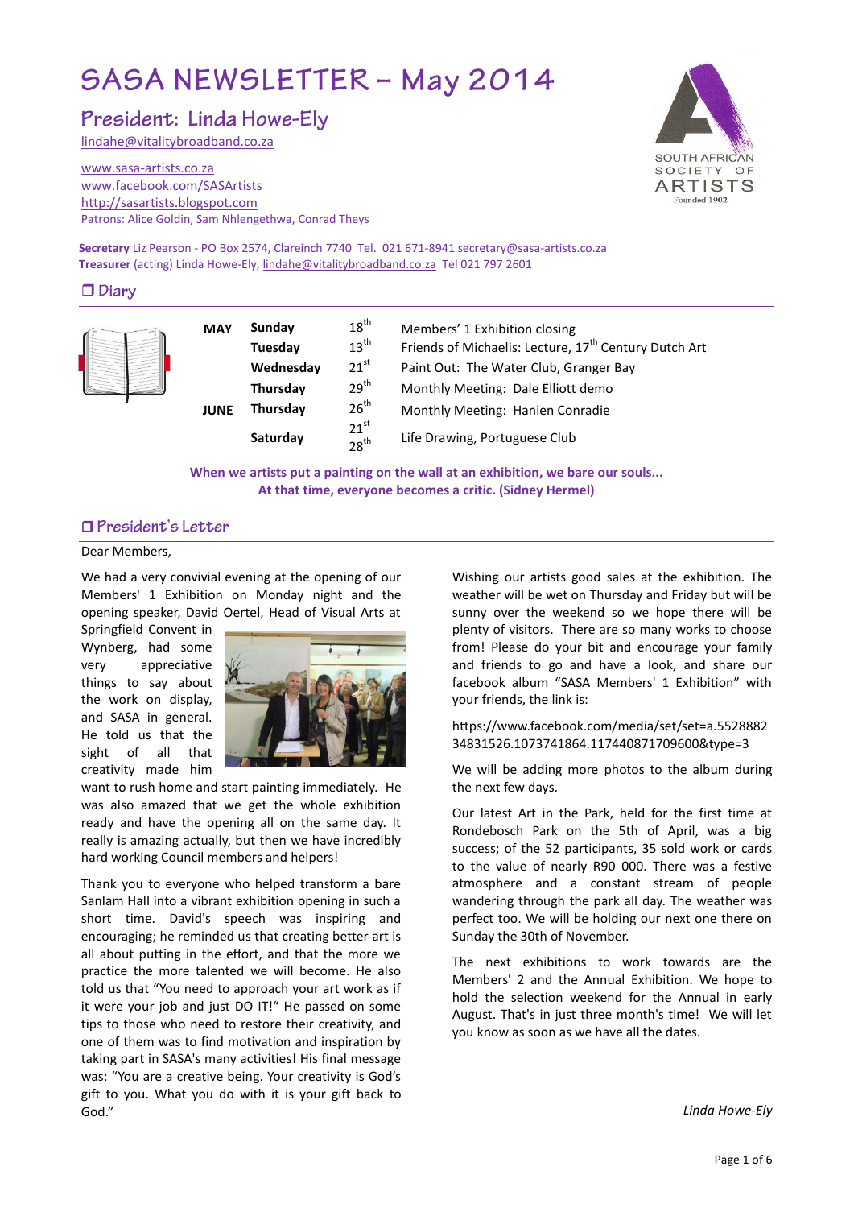# SASA NEWSLETTER – May 2014

## President: Linda Howe-Ely

lindahe@vitalitybroadband.co.za

www.sasa-artists.co.za
www.facebook.com/SASArtists
http://sasartists.blogspot.com
Patrons: Alice Goldin, Sam Nhlengethwa, Conrad Theys

SOUTH AFRICAN SOCIETY OF ARTISTS
Founded 1902

**Secretary** Liz Pearson - PO Box 2574, Clareinch 7740 Tel. 021 671-8941 secretary@sasa-artists.co.za
**Treasurer** (acting) Linda Howe-Ely, lindahe@vitalitybroadband.co.za Tel 021 797 2601

## ❒ Diary

| | | | |
|---|---|---|---|
| **MAY** | **Sunday** | 18th | Members' 1 Exhibition closing |
| | **Tuesday** | 13th | Friends of Michaelis: Lecture, 17th Century Dutch Art |
| | **Wednesday** | 21st | Paint Out: The Water Club, Granger Bay |
| | **Thursday** | 29th | Monthly Meeting: Dale Elliott demo |
| **JUNE** | **Thursday** | 26th | Monthly Meeting: Hanien Conradie |
| | **Saturday** | 21st 28th | Life Drawing, Portuguese Club |

**When we artists put a painting on the wall at an exhibition, we bare our souls... At that time, everyone becomes a critic. (Sidney Hermel)**

## ❒ President's Letter

Dear Members,

We had a very convivial evening at the opening of our Members' 1 Exhibition on Monday night and the opening speaker, David Oertel, Head of Visual Arts at Springfield Convent in Wynberg, had some very appreciative things to say about the work on display, and SASA in general. He told us that the sight of all that creativity made him want to rush home and start painting immediately. He was also amazed that we get the whole exhibition ready and have the opening all on the same day. It really is amazing actually, but then we have incredibly hard working Council members and helpers!

Thank you to everyone who helped transform a bare Sanlam Hall into a vibrant exhibition opening in such a short time. David's speech was inspiring and encouraging; he reminded us that creating better art is all about putting in the effort, and that the more we practice the more talented we will become. He also told us that "You need to approach your art work as if it were your job and just DO IT!" He passed on some tips to those who need to restore their creativity, and one of them was to find motivation and inspiration by taking part in SASA's many activities! His final message was: "You are a creative being. Your creativity is God's gift to you. What you do with it is your gift back to God."

Wishing our artists good sales at the exhibition. The weather will be wet on Thursday and Friday but will be sunny over the weekend so we hope there will be plenty of visitors. There are so many works to choose from! Please do your bit and encourage your family and friends to go and have a look, and share our facebook album "SASA Members' 1 Exhibition" with your friends, the link is:

https://www.facebook.com/media/set/set=a.552888234831526.1073741864.117440871709600&type=3

We will be adding more photos to the album during the next few days.

Our latest Art in the Park, held for the first time at Rondebosch Park on the 5th of April, was a big success; of the 52 participants, 35 sold work or cards to the value of nearly R90 000. There was a festive atmosphere and a constant stream of people wandering through the park all day. The weather was perfect too. We will be holding our next one there on Sunday the 30th of November.

The next exhibitions to work towards are the Members' 2 and the Annual Exhibition. We hope to hold the selection weekend for the Annual in early August. That's in just three month's time! We will let you know as soon as we have all the dates.

*Linda Howe-Ely*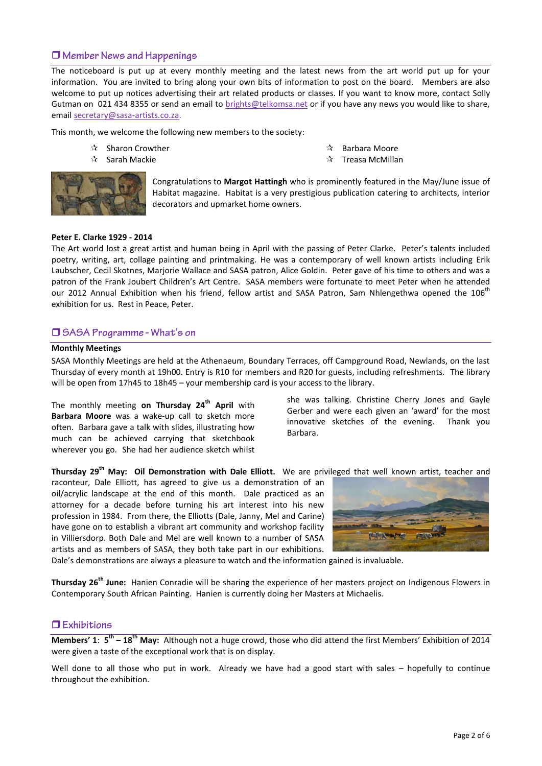## ❒ Member News and Happenings

The noticeboard is put up at every monthly meeting and the latest news from the art world put up for your information. You are invited to bring along your own bits of information to post on the board. Members are also welcome to put up notices advertising their art related products or classes. If you want to know more, contact Solly Gutman on 021 434 8355 or send an email to brights@telkomsa.net or if you have any news you would like to share, email secretary@sasa-artists.co.za.

This month, we welcome the following new members to the society:

- Sharon Crowther
- Sarah Mackie
- Barbara Moore
- Treasa McMillan

Congratulations to **Margot Hattingh** who is prominently featured in the May/June issue of Habitat magazine. Habitat is a very prestigious publication catering to architects, interior decorators and upmarket home owners.

**Peter E. Clarke 1929 - 2014**

The Art world lost a great artist and human being in April with the passing of Peter Clarke. Peter's talents included poetry, writing, art, collage painting and printmaking. He was a contemporary of well known artists including Erik Laubscher, Cecil Skotnes, Marjorie Wallace and SASA patron, Alice Goldin. Peter gave of his time to others and was a patron of the Frank Joubert Children's Art Centre. SASA members were fortunate to meet Peter when he attended our 2012 Annual Exhibition when his friend, fellow artist and SASA Patron, Sam Nhlengethwa opened the 106th exhibition for us. Rest in Peace, Peter.

## ❒ SASA Programme - What's on

**Monthly Meetings**

SASA Monthly Meetings are held at the Athenaeum, Boundary Terraces, off Campground Road, Newlands, on the last Thursday of every month at 19h00. Entry is R10 for members and R20 for guests, including refreshments. The library will be open from 17h45 to 18h45 – your membership card is your access to the library.

The monthly meeting **on Thursday 24th April** with **Barbara Moore** was a wake-up call to sketch more often. Barbara gave a talk with slides, illustrating how much can be achieved carrying that sketchbook wherever you go. She had her audience sketch whilst she was talking. Christine Cherry Jones and Gayle Gerber and were each given an 'award' for the most innovative sketches of the evening. Thank you Barbara.

**Thursday 29th May: Oil Demonstration with Dale Elliott.** We are privileged that well known artist, teacher and raconteur, Dale Elliott, has agreed to give us a demonstration of an oil/acrylic landscape at the end of this month. Dale practiced as an attorney for a decade before turning his art interest into his new profession in 1984. From there, the Elliotts (Dale, Janny, Mel and Carine) have gone on to establish a vibrant art community and workshop facility in Villiersdorp. Both Dale and Mel are well known to a number of SASA artists and as members of SASA, they both take part in our exhibitions. Dale's demonstrations are always a pleasure to watch and the information gained is invaluable.

**Thursday 26th June:** Hanien Conradie will be sharing the experience of her masters project on Indigenous Flowers in Contemporary South African Painting. Hanien is currently doing her Masters at Michaelis.

## ❒ Exhibitions

**Members' 1**: **5th – 18th May:** Although not a huge crowd, those who did attend the first Members' Exhibition of 2014 were given a taste of the exceptional work that is on display.

Well done to all those who put in work. Already we have had a good start with sales – hopefully to continue throughout the exhibition.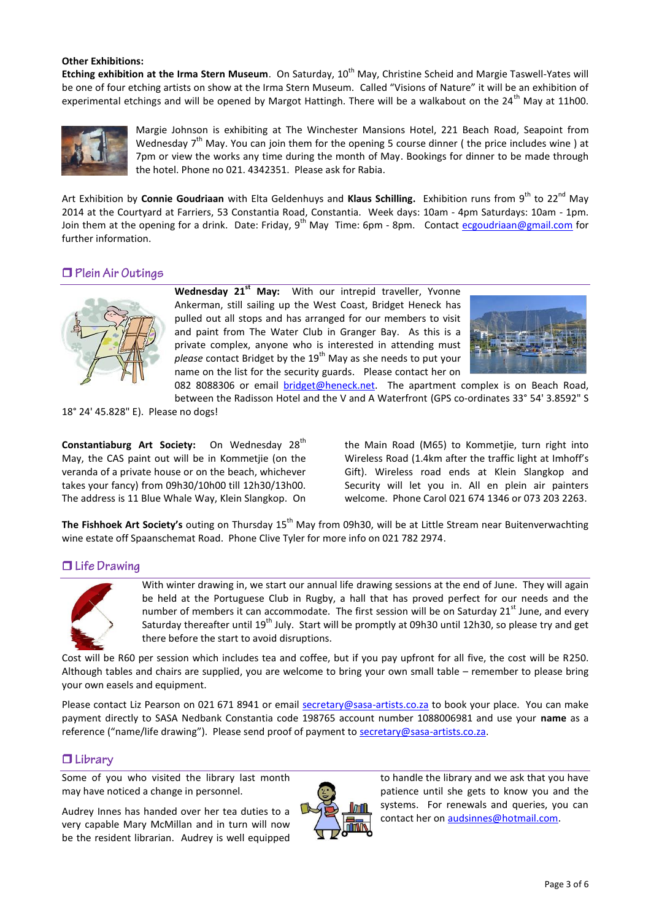**Other Exhibitions:**

**Etching exhibition at the Irma Stern Museum**. On Saturday, 10th May, Christine Scheid and Margie Taswell-Yates will be one of four etching artists on show at the Irma Stern Museum. Called "Visions of Nature" it will be an exhibition of experimental etchings and will be opened by Margot Hattingh. There will be a walkabout on the 24th May at 11h00.

Margie Johnson is exhibiting at The Winchester Mansions Hotel, 221 Beach Road, Seapoint from Wednesday 7th May. You can join them for the opening 5 course dinner ( the price includes wine ) at 7pm or view the works any time during the month of May. Bookings for dinner to be made through the hotel. Phone no 021. 4342351. Please ask for Rabia.

Art Exhibition by **Connie Goudriaan** with Elta Geldenhuys and **Klaus Schilling.** Exhibition runs from 9th to 22nd May 2014 at the Courtyard at Farriers, 53 Constantia Road, Constantia. Week days: 10am - 4pm Saturdays: 10am - 1pm. Join them at the opening for a drink. Date: Friday, 9th May Time: 6pm - 8pm. Contact ecgoudriaan@gmail.com for further information.

## ❐ Plein Air Outings

**Wednesday 21st May:** With our intrepid traveller, Yvonne Ankerman, still sailing up the West Coast, Bridget Heneck has pulled out all stops and has arranged for our members to visit and paint from The Water Club in Granger Bay. As this is a private complex, anyone who is interested in attending must *please* contact Bridget by the 19th May as she needs to put your name on the list for the security guards. Please contact her on 082 8088306 or email bridget@heneck.net. The apartment complex is on Beach Road, between the Radisson Hotel and the V and A Waterfront (GPS co-ordinates 33° 54' 3.8592" S 18° 24' 45.828" E). Please no dogs!

**Constantiaburg Art Society:** On Wednesday 28th May, the CAS paint out will be in Kommetjie (on the veranda of a private house or on the beach, whichever takes your fancy) from 09h30/10h00 till 12h30/13h00. The address is 11 Blue Whale Way, Klein Slangkop. On the Main Road (M65) to Kommetjie, turn right into Wireless Road (1.4km after the traffic light at Imhoff's Gift). Wireless road ends at Klein Slangkop and Security will let you in. All en plein air painters welcome. Phone Carol 021 674 1346 or 073 203 2263.

**The Fishhoek Art Society's** outing on Thursday 15th May from 09h30, will be at Little Stream near Buitenverwachting wine estate off Spaanschemat Road. Phone Clive Tyler for more info on 021 782 2974.

## ❐ Life Drawing

With winter drawing in, we start our annual life drawing sessions at the end of June. They will again be held at the Portuguese Club in Rugby, a hall that has proved perfect for our needs and the number of members it can accommodate. The first session will be on Saturday 21st June, and every Saturday thereafter until 19th July. Start will be promptly at 09h30 until 12h30, so please try and get there before the start to avoid disruptions.

Cost will be R60 per session which includes tea and coffee, but if you pay upfront for all five, the cost will be R250. Although tables and chairs are supplied, you are welcome to bring your own small table – remember to please bring your own easels and equipment.

Please contact Liz Pearson on 021 671 8941 or email secretary@sasa-artists.co.za to book your place. You can make payment directly to SASA Nedbank Constantia code 198765 account number 1088006981 and use your **name** as a reference ("name/life drawing"). Please send proof of payment to secretary@sasa-artists.co.za.

## ❐ Library

Some of you who visited the library last month may have noticed a change in personnel.

Audrey Innes has handed over her tea duties to a very capable Mary McMillan and in turn will now be the resident librarian. Audrey is well equipped to handle the library and we ask that you have patience until she gets to know you and the systems. For renewals and queries, you can contact her on audsinnes@hotmail.com.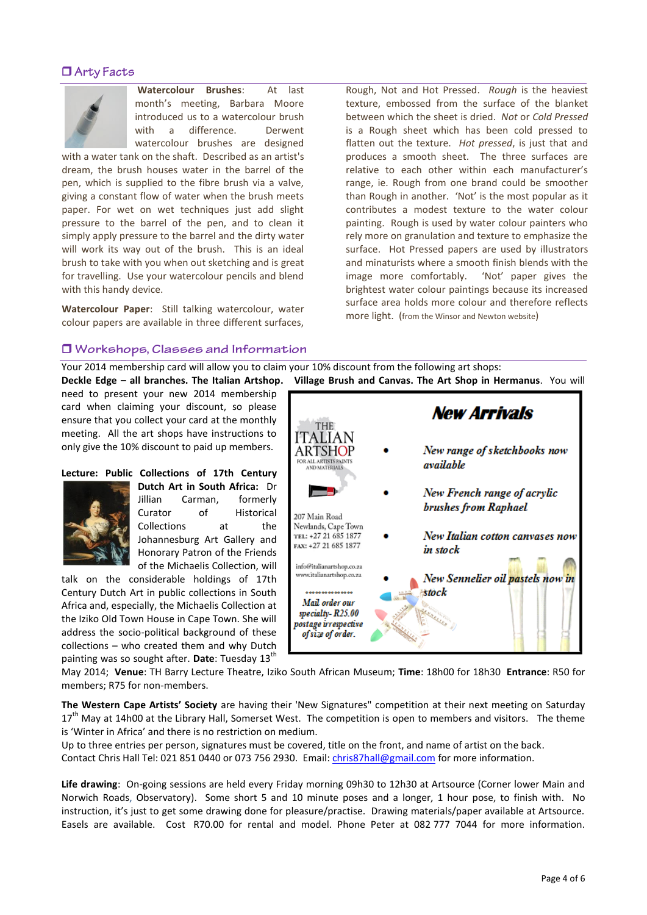## ❒ Arty Facts

**Watercolour Brushes**: At last month's meeting, Barbara Moore introduced us to a watercolour brush with a difference. Derwent watercolour brushes are designed with a water tank on the shaft. Described as an artist's dream, the brush houses water in the barrel of the pen, which is supplied to the fibre brush via a valve, giving a constant flow of water when the brush meets paper. For wet on wet techniques just add slight pressure to the barrel of the pen, and to clean it simply apply pressure to the barrel and the dirty water will work its way out of the brush. This is an ideal brush to take with you when out sketching and is great for travelling. Use your watercolour pencils and blend with this handy device.

**Watercolour Paper**: Still talking watercolour, water colour papers are available in three different surfaces, Rough, Not and Hot Pressed. *Rough* is the heaviest texture, embossed from the surface of the blanket between which the sheet is dried. *Not* or *Cold Pressed* is a Rough sheet which has been cold pressed to flatten out the texture. *Hot pressed*, is just that and produces a smooth sheet. The three surfaces are relative to each other within each manufacturer's range, ie. Rough from one brand could be smoother than Rough in another. 'Not' is the most popular as it contributes a modest texture to the water colour painting. Rough is used by water colour painters who rely more on granulation and texture to emphasize the surface. Hot Pressed papers are used by illustrators and minaturists where a smooth finish blends with the image more comfortably. 'Not' paper gives the brightest water colour paintings because its increased surface area holds more colour and therefore reflects more light. (from the Winsor and Newton website)

## ❒ Workshops, Classes and Information

Your 2014 membership card will allow you to claim your 10% discount from the following art shops:
**Deckle Edge – all branches. The Italian Artshop. Village Brush and Canvas. The Art Shop in Hermanus**. You will need to present your new 2014 membership card when claiming your discount, so please ensure that you collect your card at the monthly meeting. All the art shops have instructions to only give the 10% discount to paid up members.

THE ITALIAN ARTSHOP
FOR ALL ARTISTS PAINTS AND MATERIALS

207 Main Road
Newlands, Cape Town
TEL: +27 21 685 1877
FAX: +27 21 685 1877

info@italianartshop.co.za
www.italianartshop.co.za

*Mail order our specialty- R25.00 postage irrespective of size of order.*

***New Arrivals***

- *New range of sketchbooks now available*
- *New French range of acrylic brushes from Raphael*
- *New Italian cotton canvases now in stock*
- *New Sennelier oil pastels now in stock*

**Lecture: Public Collections of 17th Century Dutch Art in South Africa:** Dr Jillian Carman, formerly Curator of Historical Collections at the Johannesburg Art Gallery and Honorary Patron of the Friends of the Michaelis Collection, will talk on the considerable holdings of 17th Century Dutch Art in public collections in South Africa and, especially, the Michaelis Collection at the Iziko Old Town House in Cape Town. She will address the socio-political background of these collections – who created them and why Dutch painting was so sought after. **Date**: Tuesday 13th May 2014; **Venue**: TH Barry Lecture Theatre, Iziko South African Museum; **Time**: 18h00 for 18h30 **Entrance**: R50 for members; R75 for non-members.

**The Western Cape Artists' Society** are having their 'New Signatures" competition at their next meeting on Saturday 17th May at 14h00 at the Library Hall, Somerset West. The competition is open to members and visitors. The theme is 'Winter in Africa' and there is no restriction on medium.
Up to three entries per person, signatures must be covered, title on the front, and name of artist on the back.
Contact Chris Hall Tel: 021 851 0440 or 073 756 2930. Email: chris87hall@gmail.com for more information.

**Life drawing**: On-going sessions are held every Friday morning 09h30 to 12h30 at Artsource (Corner lower Main and Norwich Roads, Observatory). Some short 5 and 10 minute poses and a longer, 1 hour pose, to finish with. No instruction, it's just to get some drawing done for pleasure/practise. Drawing materials/paper available at Artsource. Easels are available. Cost R70.00 for rental and model. Phone Peter at 082 777 7044 for more information.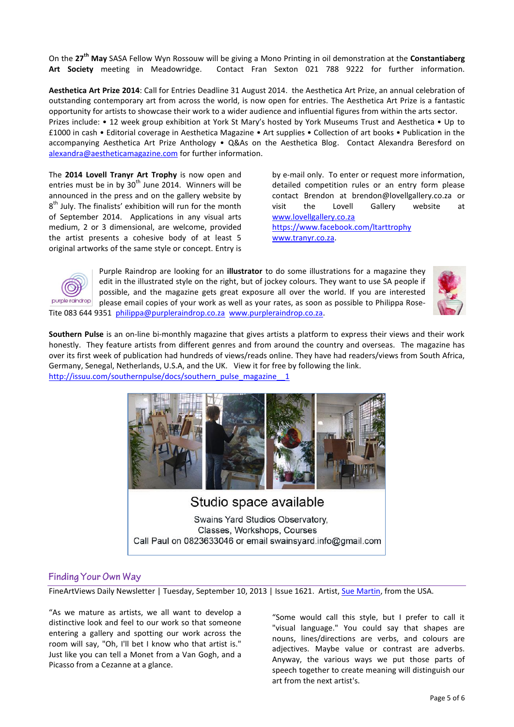On the 27th **May** SASA Fellow Wyn Rossouw will be giving a Mono Printing in oil demonstration at the **Constantiaberg Art Society** meeting in Meadowridge. Contact Fran Sexton 021 788 9222 for further information.

**Aesthetica Art Prize 2014**: Call for Entries Deadline 31 August 2014. the Aesthetica Art Prize, an annual celebration of outstanding contemporary art from across the world, is now open for entries. The Aesthetica Art Prize is a fantastic opportunity for artists to showcase their work to a wider audience and influential figures from within the arts sector. Prizes include: • 12 week group exhibition at York St Mary's hosted by York Museums Trust and Aesthetica • Up to £1000 in cash • Editorial coverage in Aesthetica Magazine • Art supplies • Collection of art books • Publication in the accompanying Aesthetica Art Prize Anthology • Q&As on the Aesthetica Blog. Contact Alexandra Beresford on alexandra@aestheticamagazine.com for further information.

The **2014 Lovell Tranyr Art Trophy** is now open and entries must be in by 30th June 2014. Winners will be announced in the press and on the gallery website by 8th July. The finalists' exhibition will run for the month of September 2014. Applications in any visual arts medium, 2 or 3 dimensional, are welcome, provided the artist presents a cohesive body of at least 5 original artworks of the same style or concept. Entry is by e-mail only. To enter or request more information, detailed competition rules or an entry form please contact Brendon at brendon@lovellgallery.co.za or visit the Lovell Gallery website at www.lovellgallery.co.za https://www.facebook.com/ltarttrophy www.tranyr.co.za.

Purple Raindrop are looking for an **illustrator** to do some illustrations for a magazine they edit in the illustrated style on the right, but of jockey colours. They want to use SA people if possible, and the magazine gets great exposure all over the world. If you are interested please email copies of your work as well as your rates, as soon as possible to Philippa Rose-Tite 083 644 9351 philippa@purpleraindrop.co.za www.purpleraindrop.co.za.

**Southern Pulse** is an on-line bi-monthly magazine that gives artists a platform to express their views and their work honestly. They feature artists from different genres and from around the country and overseas. The magazine has over its first week of publication had hundreds of views/reads online. They have had readers/views from South Africa, Germany, Senegal, Netherlands, U.S.A, and the UK. View it for free by following the link. http://issuu.com/southernpulse/docs/southern_pulse_magazine__1

Studio space available

Swains Yard Studios Observatory,
Classes, Workshops, Courses
Call Paul on 0823633046 or email swainsyard.info@gmail.com

## Finding Your Own Way

FineArtViews Daily Newsletter | Tuesday, September 10, 2013 | Issue 1621. Artist, Sue Martin, from the USA.

"As we mature as artists, we all want to develop a distinctive look and feel to our work so that someone entering a gallery and spotting our work across the room will say, "Oh, I'll bet I know who that artist is." Just like you can tell a Monet from a Van Gogh, and a Picasso from a Cezanne at a glance.

"Some would call this style, but I prefer to call it "visual language." You could say that shapes are nouns, lines/directions are verbs, and colours are adjectives. Maybe value or contrast are adverbs. Anyway, the various ways we put those parts of speech together to create meaning will distinguish our art from the next artist's.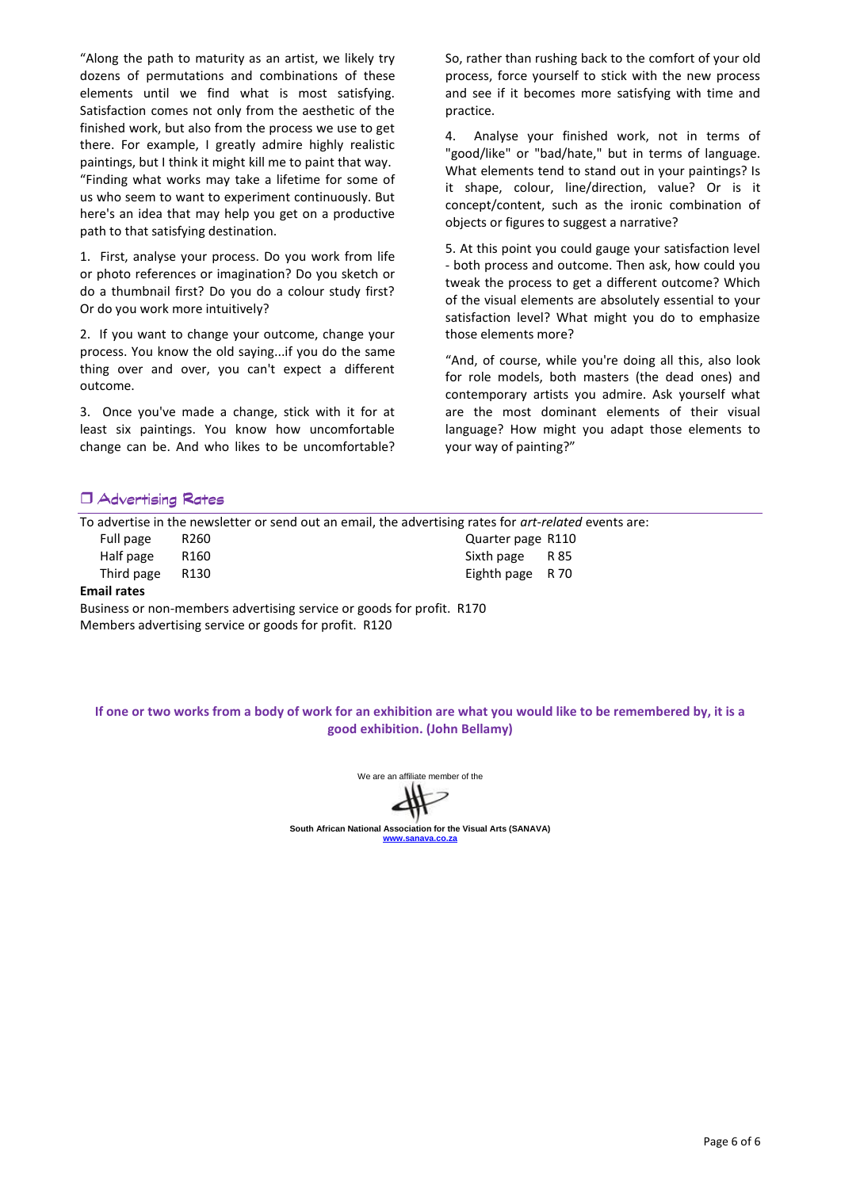"Along the path to maturity as an artist, we likely try dozens of permutations and combinations of these elements until we find what is most satisfying. Satisfaction comes not only from the aesthetic of the finished work, but also from the process we use to get there. For example, I greatly admire highly realistic paintings, but I think it might kill me to paint that way.

"Finding what works may take a lifetime for some of us who seem to want to experiment continuously. But here's an idea that may help you get on a productive path to that satisfying destination.

1. First, analyse your process. Do you work from life or photo references or imagination? Do you sketch or do a thumbnail first? Do you do a colour study first? Or do you work more intuitively?

2. If you want to change your outcome, change your process. You know the old saying...if you do the same thing over and over, you can't expect a different outcome.

3. Once you've made a change, stick with it for at least six paintings. You know how uncomfortable change can be. And who likes to be uncomfortable? So, rather than rushing back to the comfort of your old process, force yourself to stick with the new process and see if it becomes more satisfying with time and practice.

4. Analyse your finished work, not in terms of "good/like" or "bad/hate," but in terms of language. What elements tend to stand out in your paintings? Is it shape, colour, line/direction, value? Or is it concept/content, such as the ironic combination of objects or figures to suggest a narrative?

5. At this point you could gauge your satisfaction level - both process and outcome. Then ask, how could you tweak the process to get a different outcome? Which of the visual elements are absolutely essential to your satisfaction level? What might you do to emphasize those elements more?

"And, of course, while you're doing all this, also look for role models, both masters (the dead ones) and contemporary artists you admire. Ask yourself what are the most dominant elements of their visual language? How might you adapt those elements to your way of painting?"

## ❒ Advertising Rates

To advertise in the newsletter or send out an email, the advertising rates for *art-related* events are:

| | | | |
|---|---|---|---|
| Full page | R260 | Quarter page | R110 |
| Half page | R160 | Sixth page | R 85 |
| Third page | R130 | Eighth page | R 70 |

**Email rates**

Business or non-members advertising service or goods for profit. R170
Members advertising service or goods for profit. R120

**If one or two works from a body of work for an exhibition are what you would like to be remembered by, it is a good exhibition. (John Bellamy)**

We are an affiliate member of the

**South African National Association for the Visual Arts (SANAVA)**
www.sanava.co.za